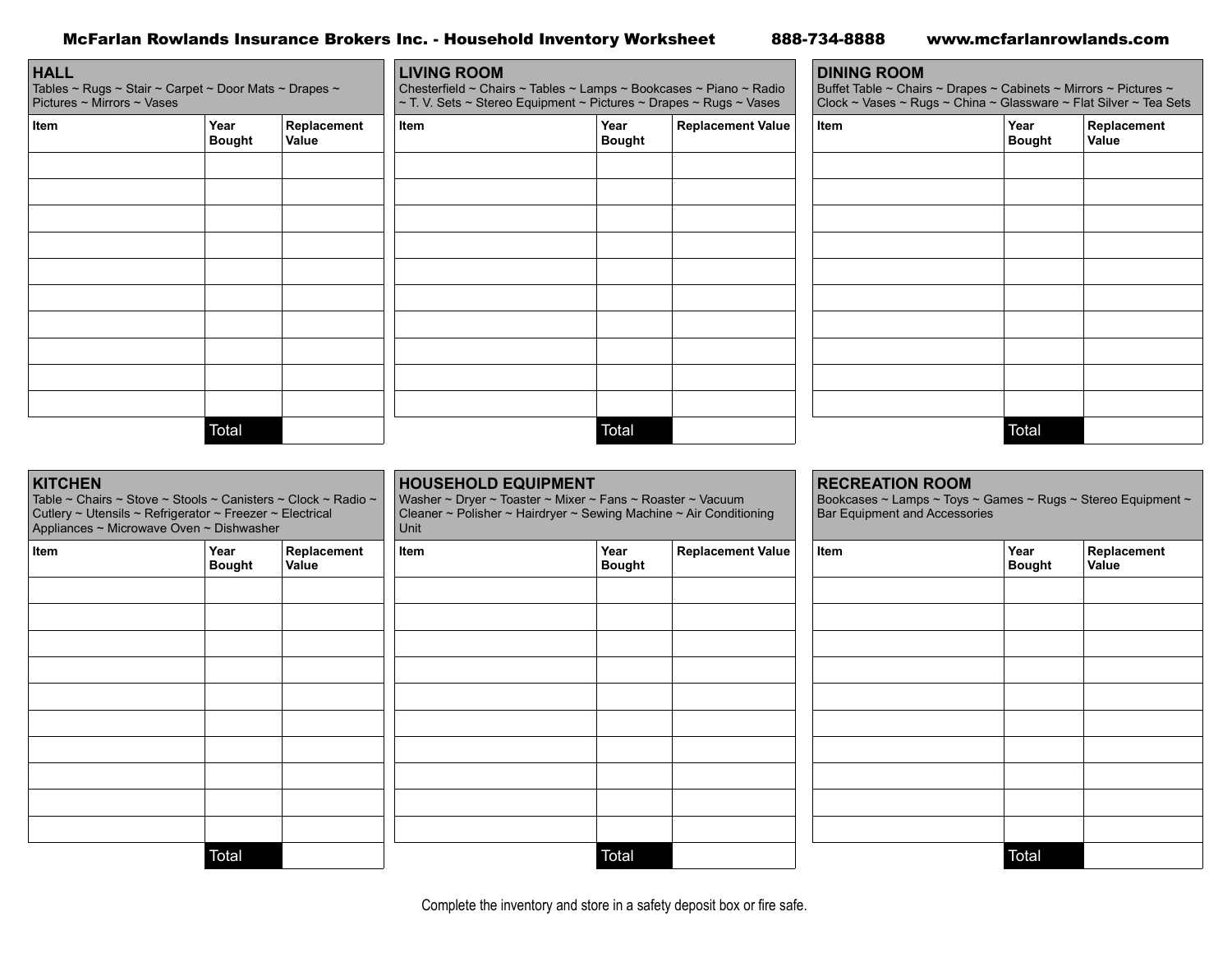# McFarlan Rowlands Insurance Brokers Inc. - Household Inventory Worksheet

888-734-8888 www.mcfarlanrowlands.com

## HALL

Tables ~ Rugs ~ Stair ~ Carpet ~ Door Mats ~ Drapes ~ Pictures ~ Mirrors ~ Vases

| Item | Year Bought | Replacement Value |
|---|---|---|
| | | |
| | | |
| | | |
| | | |
| | | |
| | | |
| | | |
| | | |
| | | |
| | | |
| | Total | |

## LIVING ROOM

Chesterfield ~ Chairs ~ Tables ~ Lamps ~ Bookcases ~ Piano ~ Radio ~ T. V. Sets ~ Stereo Equipment ~ Pictures ~ Drapes ~ Rugs ~ Vases

| Item | Year Bought | Replacement Value |
|---|---|---|
| | | |
| | | |
| | | |
| | | |
| | | |
| | | |
| | | |
| | | |
| | | |
| | | |
| | Total | |

## DINING ROOM

Buffet Table ~ Chairs ~ Drapes ~ Cabinets ~ Mirrors ~ Pictures ~ Clock ~ Vases ~ Rugs ~ China ~ Glassware ~ Flat Silver ~ Tea Sets

| Item | Year Bought | Replacement Value |
|---|---|---|
| | | |
| | | |
| | | |
| | | |
| | | |
| | | |
| | | |
| | | |
| | | |
| | | |
| | Total | |

## KITCHEN

Table ~ Chairs ~ Stove ~ Stools ~ Canisters ~ Clock ~ Radio ~ Cutlery ~ Utensils ~ Refrigerator ~ Freezer ~ Electrical Appliances ~ Microwave Oven ~ Dishwasher

| Item | Year Bought | Replacement Value |
|---|---|---|
| | | |
| | | |
| | | |
| | | |
| | | |
| | | |
| | | |
| | | |
| | | |
| | | |
| | Total | |

## HOUSEHOLD EQUIPMENT

Washer ~ Dryer ~ Toaster ~ Mixer ~ Fans ~ Roaster ~ Vacuum Cleaner ~ Polisher ~ Hairdryer ~ Sewing Machine ~ Air Conditioning Unit

| Item | Year Bought | Replacement Value |
|---|---|---|
| | | |
| | | |
| | | |
| | | |
| | | |
| | | |
| | | |
| | | |
| | | |
| | | |
| | Total | |

## RECREATION ROOM

Bookcases ~ Lamps ~ Toys ~ Games ~ Rugs ~ Stereo Equipment ~ Bar Equipment and Accessories

| Item | Year Bought | Replacement Value |
|---|---|---|
| | | |
| | | |
| | | |
| | | |
| | | |
| | | |
| | | |
| | | |
| | | |
| | | |
| | Total | |

Complete the inventory and store in a safety deposit box or fire safe.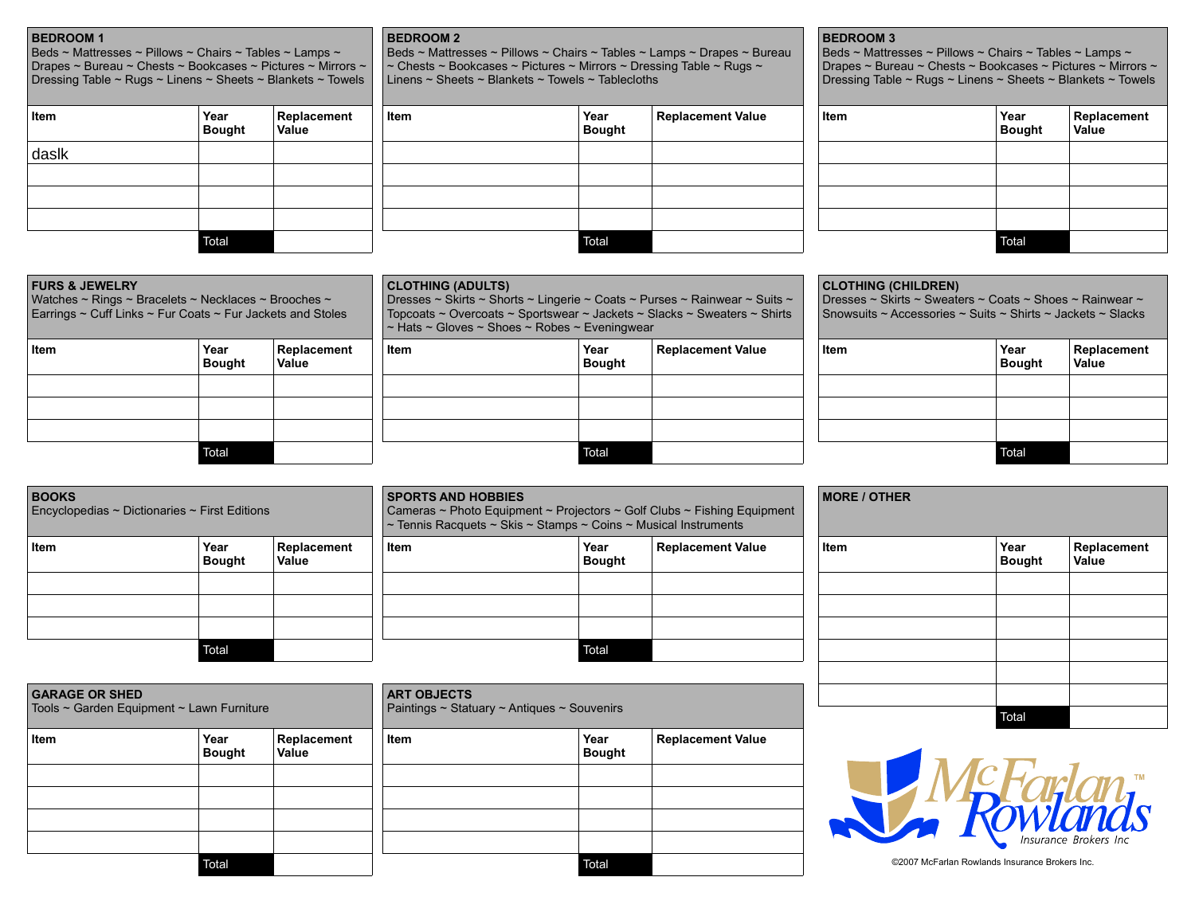## BEDROOM 1

Beds ~ Mattresses ~ Pillows ~ Chairs ~ Tables ~ Lamps ~ Drapes ~ Bureau ~ Chests ~ Bookcases ~ Pictures ~ Mirrors ~ Dressing Table ~ Rugs ~ Linens ~ Sheets ~ Blankets ~ Towels

| Item | Year Bought | Replacement Value |
|---|---|---|
| daslk | | |
| | | |
| | | |
| | | |
| | Total | |

## BEDROOM 2

Beds ~ Mattresses ~ Pillows ~ Chairs ~ Tables ~ Lamps ~ Drapes ~ Bureau ~ Chests ~ Bookcases ~ Pictures ~ Mirrors ~ Dressing Table ~ Rugs ~ Linens ~ Sheets ~ Blankets ~ Towels ~ Tablecloths

| Item | Year Bought | Replacement Value |
|---|---|---|
| | | |
| | | |
| | | |
| | | |
| | Total | |

## BEDROOM 3

Beds ~ Mattresses ~ Pillows ~ Chairs ~ Tables ~ Lamps ~ Drapes ~ Bureau ~ Chests ~ Bookcases ~ Pictures ~ Mirrors ~ Dressing Table ~ Rugs ~ Linens ~ Sheets ~ Blankets ~ Towels

| Item | Year Bought | Replacement Value |
|---|---|---|
| | | |
| | | |
| | | |
| | | |
| | Total | |

## FURS & JEWELRY

Watches ~ Rings ~ Bracelets ~ Necklaces ~ Brooches ~ Earrings ~ Cuff Links ~ Fur Coats ~ Fur Jackets and Stoles

| Item | Year Bought | Replacement Value |
|---|---|---|
| | | |
| | | |
| | | |
| | Total | |

## CLOTHING (ADULTS)

Dresses ~ Skirts ~ Shorts ~ Lingerie ~ Coats ~ Purses ~ Rainwear ~ Suits ~ Topcoats ~ Overcoats ~ Sportswear ~ Jackets ~ Slacks ~ Sweaters ~ Shirts ~ Hats ~ Gloves ~ Shoes ~ Robes ~ Eveningwear

| Item | Year Bought | Replacement Value |
|---|---|---|
| | | |
| | | |
| | | |
| | Total | |

## CLOTHING (CHILDREN)

Dresses ~ Skirts ~ Sweaters ~ Coats ~ Shoes ~ Rainwear ~ Snowsuits ~ Accessories ~ Suits ~ Shirts ~ Jackets ~ Slacks

| Item | Year Bought | Replacement Value |
|---|---|---|
| | | |
| | | |
| | | |
| | Total | |

## BOOKS

Encyclopedias ~ Dictionaries ~ First Editions

| Item | Year Bought | Replacement Value |
|---|---|---|
| | | |
| | | |
| | | |
| | Total | |

## SPORTS AND HOBBIES

Cameras ~ Photo Equipment ~ Projectors ~ Golf Clubs ~ Fishing Equipment ~ Tennis Racquets ~ Skis ~ Stamps ~ Coins ~ Musical Instruments

| Item | Year Bought | Replacement Value |
|---|---|---|
| | | |
| | | |
| | | |
| | Total | |

## MORE / OTHER

| Item | Year Bought | Replacement Value |
|---|---|---|
| | | |
| | | |
| | | |
| | | |
| | | |
| | | |
| | Total | |

## GARAGE OR SHED

Tools ~ Garden Equipment ~ Lawn Furniture

| Item | Year Bought | Replacement Value |
|---|---|---|
| | | |
| | | |
| | | |
| | | |
| | Total | |

## ART OBJECTS

Paintings ~ Statuary ~ Antiques ~ Souvenirs

| Item | Year Bought | Replacement Value |
|---|---|---|
| | | |
| | | |
| | | |
| | | |
| | Total | |

McFarlan Rowlands™ Insurance Brokers Inc

©2007 McFarlan Rowlands Insurance Brokers Inc.